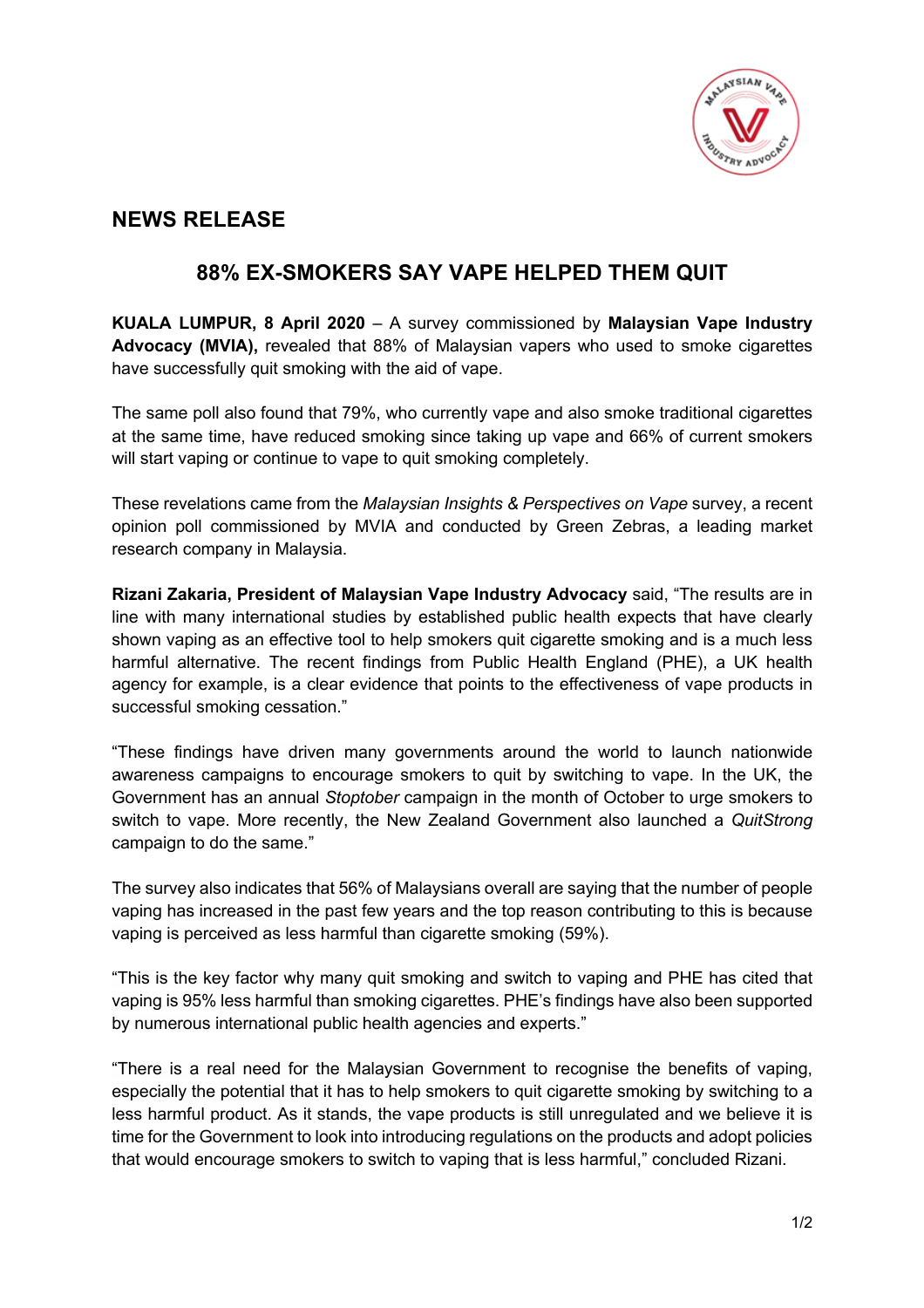## NEWS RELEASE

# 88% EX-SMOKERS SAY VAPE HELPED THEM QUIT

**KUALA LUMPUR, 8 April 2020** – A survey commissioned by **Malaysian Vape Industry Advocacy (MVIA),** revealed that 88% of Malaysian vapers who used to smoke cigarettes have successfully quit smoking with the aid of vape.

The same poll also found that 79%, who currently vape and also smoke traditional cigarettes at the same time, have reduced smoking since taking up vape and 66% of current smokers will start vaping or continue to vape to quit smoking completely.

These revelations came from the *Malaysian Insights & Perspectives on Vape* survey, a recent opinion poll commissioned by MVIA and conducted by Green Zebras, a leading market research company in Malaysia.

**Rizani Zakaria, President of Malaysian Vape Industry Advocacy** said, "The results are in line with many international studies by established public health expects that have clearly shown vaping as an effective tool to help smokers quit cigarette smoking and is a much less harmful alternative. The recent findings from Public Health England (PHE), a UK health agency for example, is a clear evidence that points to the effectiveness of vape products in successful smoking cessation."

"These findings have driven many governments around the world to launch nationwide awareness campaigns to encourage smokers to quit by switching to vape. In the UK, the Government has an annual *Stoptober* campaign in the month of October to urge smokers to switch to vape. More recently, the New Zealand Government also launched a *QuitStrong* campaign to do the same."

The survey also indicates that 56% of Malaysians overall are saying that the number of people vaping has increased in the past few years and the top reason contributing to this is because vaping is perceived as less harmful than cigarette smoking (59%).

"This is the key factor why many quit smoking and switch to vaping and PHE has cited that vaping is 95% less harmful than smoking cigarettes. PHE's findings have also been supported by numerous international public health agencies and experts."

"There is a real need for the Malaysian Government to recognise the benefits of vaping, especially the potential that it has to help smokers to quit cigarette smoking by switching to a less harmful product. As it stands, the vape products is still unregulated and we believe it is time for the Government to look into introducing regulations on the products and adopt policies that would encourage smokers to switch to vaping that is less harmful," concluded Rizani.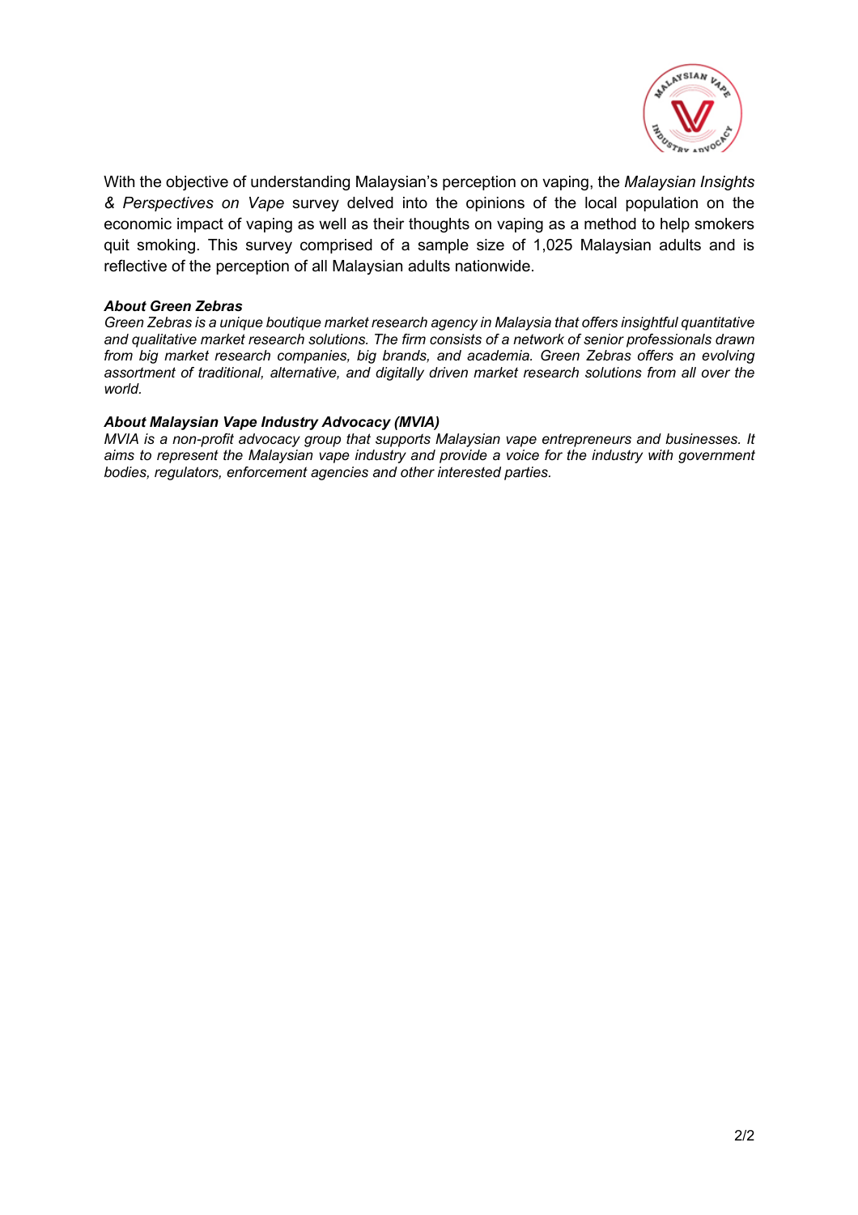With the objective of understanding Malaysian's perception on vaping, the *Malaysian Insights & Perspectives on Vape* survey delved into the opinions of the local population on the economic impact of vaping as well as their thoughts on vaping as a method to help smokers quit smoking. This survey comprised of a sample size of 1,025 Malaysian adults and is reflective of the perception of all Malaysian adults nationwide.

***About Green Zebras***

*Green Zebras is a unique boutique market research agency in Malaysia that offers insightful quantitative and qualitative market research solutions. The firm consists of a network of senior professionals drawn from big market research companies, big brands, and academia. Green Zebras offers an evolving assortment of traditional, alternative, and digitally driven market research solutions from all over the world.*

***About Malaysian Vape Industry Advocacy (MVIA)***

*MVIA is a non-profit advocacy group that supports Malaysian vape entrepreneurs and businesses. It aims to represent the Malaysian vape industry and provide a voice for the industry with government bodies, regulators, enforcement agencies and other interested parties.*